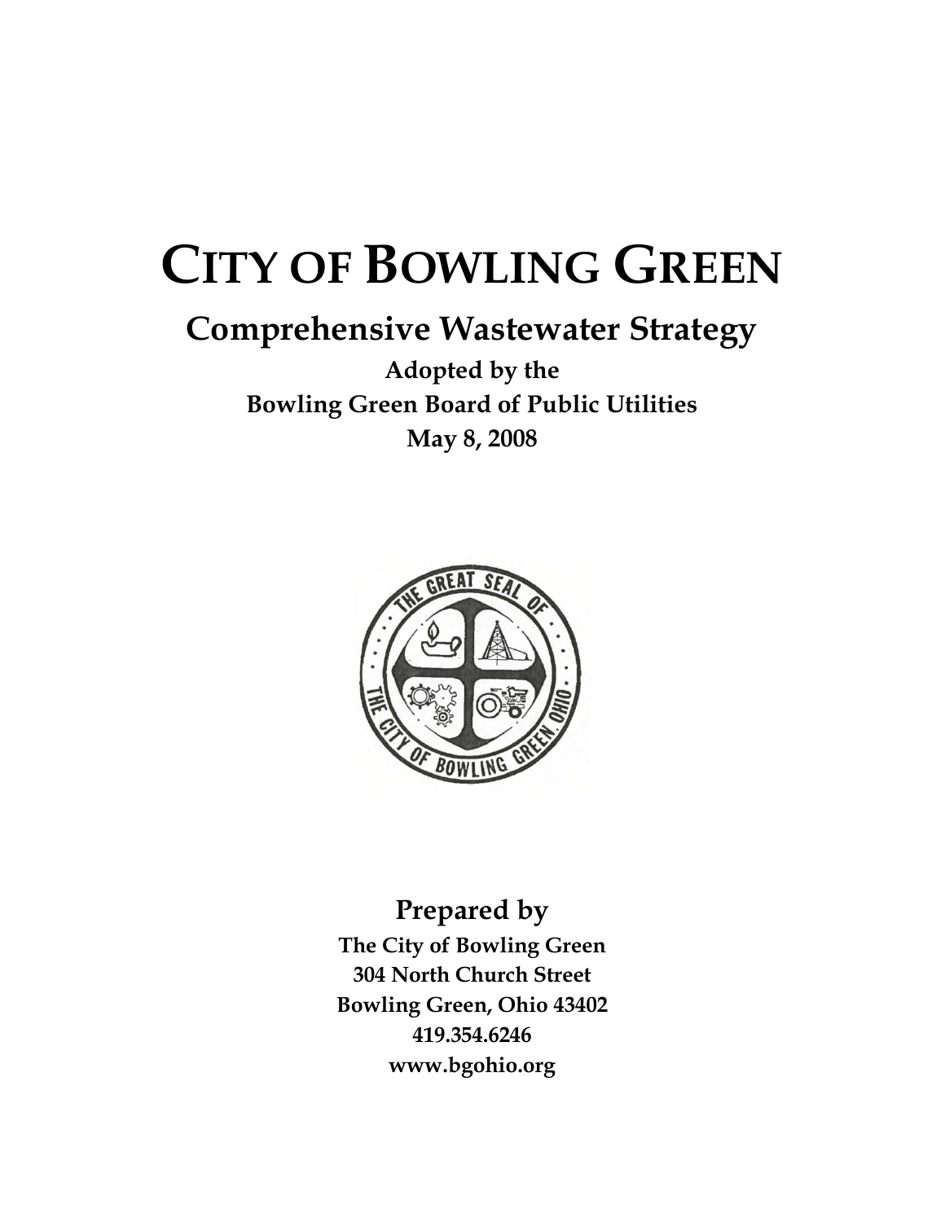# CITY OF BOWLING GREEN

## Comprehensive Wastewater Strategy

**Adopted by the**
**Bowling Green Board of Public Utilities**
**May 8, 2008**

## Prepared by

**The City of Bowling Green**
**304 North Church Street**
**Bowling Green, Ohio 43402**
**419.354.6246**
**www.bgohio.org**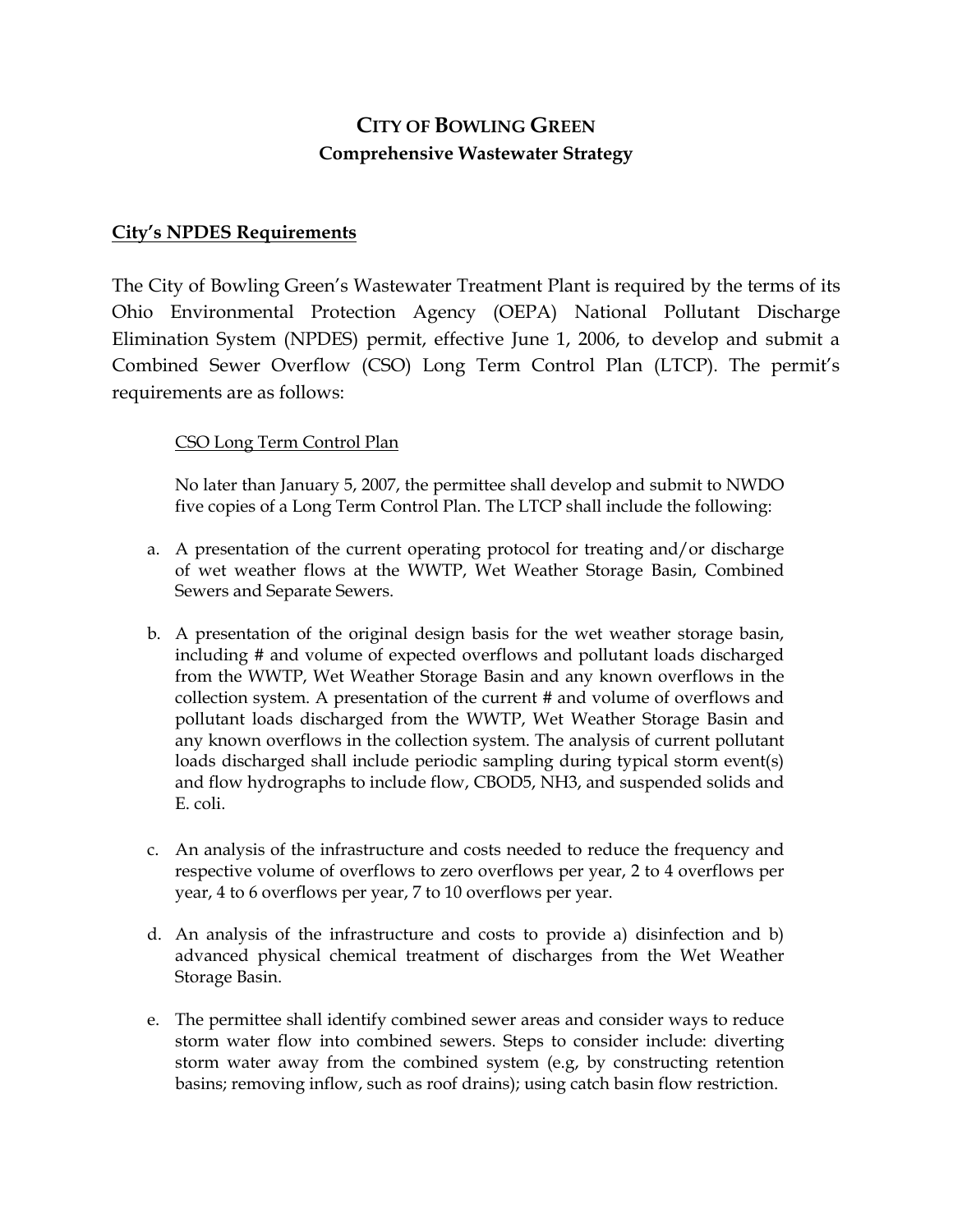# CITY OF BOWLING GREEN
## Comprehensive Wastewater Strategy

### City's NPDES Requirements

The City of Bowling Green's Wastewater Treatment Plant is required by the terms of its Ohio Environmental Protection Agency (OEPA) National Pollutant Discharge Elimination System (NPDES) permit, effective June 1, 2006, to develop and submit a Combined Sewer Overflow (CSO) Long Term Control Plan (LTCP). The permit's requirements are as follows:

CSO Long Term Control Plan

No later than January 5, 2007, the permittee shall develop and submit to NWDO five copies of a Long Term Control Plan. The LTCP shall include the following:

a. A presentation of the current operating protocol for treating and/or discharge of wet weather flows at the WWTP, Wet Weather Storage Basin, Combined Sewers and Separate Sewers.

b. A presentation of the original design basis for the wet weather storage basin, including # and volume of expected overflows and pollutant loads discharged from the WWTP, Wet Weather Storage Basin and any known overflows in the collection system. A presentation of the current # and volume of overflows and pollutant loads discharged from the WWTP, Wet Weather Storage Basin and any known overflows in the collection system. The analysis of current pollutant loads discharged shall include periodic sampling during typical storm event(s) and flow hydrographs to include flow, $CBOD_5$, $NH_3$, and suspended solids and E. coli.

c. An analysis of the infrastructure and costs needed to reduce the frequency and respective volume of overflows to zero overflows per year, 2 to 4 overflows per year, 4 to 6 overflows per year, 7 to 10 overflows per year.

d. An analysis of the infrastructure and costs to provide a) disinfection and b) advanced physical chemical treatment of discharges from the Wet Weather Storage Basin.

e. The permittee shall identify combined sewer areas and consider ways to reduce storm water flow into combined sewers. Steps to consider include: diverting storm water away from the combined system (e.g, by constructing retention basins; removing inflow, such as roof drains); using catch basin flow restriction.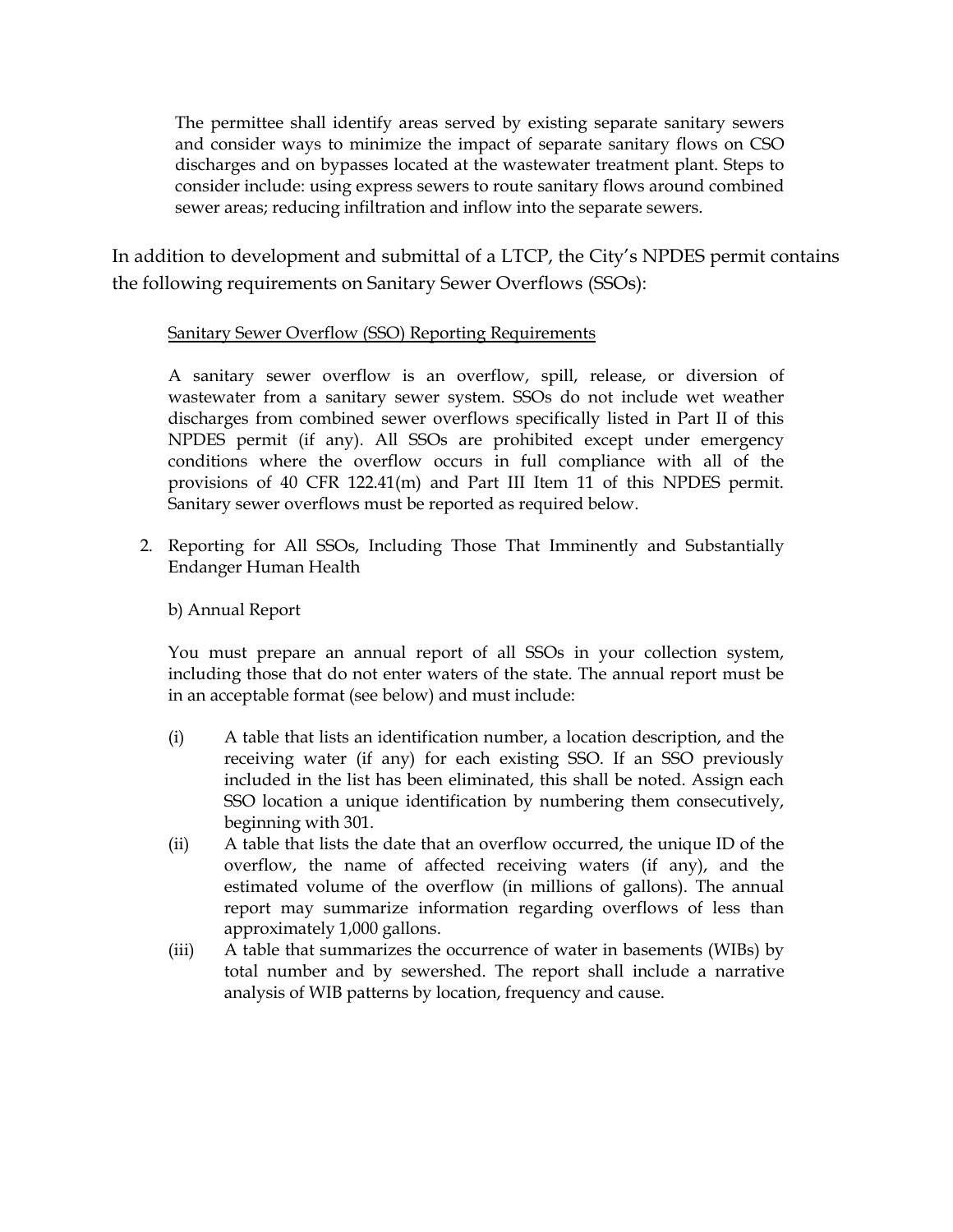> The permittee shall identify areas served by existing separate sanitary sewers and consider ways to minimize the impact of separate sanitary flows on CSO discharges and on bypasses located at the wastewater treatment plant. Steps to consider include: using express sewers to route sanitary flows around combined sewer areas; reducing infiltration and inflow into the separate sewers.

In addition to development and submittal of a LTCP, the City's NPDES permit contains the following requirements on Sanitary Sewer Overflows (SSOs):

> Sanitary Sewer Overflow (SSO) Reporting Requirements
>
> A sanitary sewer overflow is an overflow, spill, release, or diversion of wastewater from a sanitary sewer system. SSOs do not include wet weather discharges from combined sewer overflows specifically listed in Part II of this NPDES permit (if any). All SSOs are prohibited except under emergency conditions where the overflow occurs in full compliance with all of the provisions of 40 CFR 122.41(m) and Part III Item 11 of this NPDES permit. Sanitary sewer overflows must be reported as required below.
>
> 2. Reporting for All SSOs, Including Those That Imminently and Substantially Endanger Human Health
>
> b) Annual Report
>
> You must prepare an annual report of all SSOs in your collection system, including those that do not enter waters of the state. The annual report must be in an acceptable format (see below) and must include:
>
> (i) A table that lists an identification number, a location description, and the receiving water (if any) for each existing SSO. If an SSO previously included in the list has been eliminated, this shall be noted. Assign each SSO location a unique identification by numbering them consecutively, beginning with 301.
>
> (ii) A table that lists the date that an overflow occurred, the unique ID of the overflow, the name of affected receiving waters (if any), and the estimated volume of the overflow (in millions of gallons). The annual report may summarize information regarding overflows of less than approximately 1,000 gallons.
>
> (iii) A table that summarizes the occurrence of water in basements (WIBs) by total number and by sewershed. The report shall include a narrative analysis of WIB patterns by location, frequency and cause.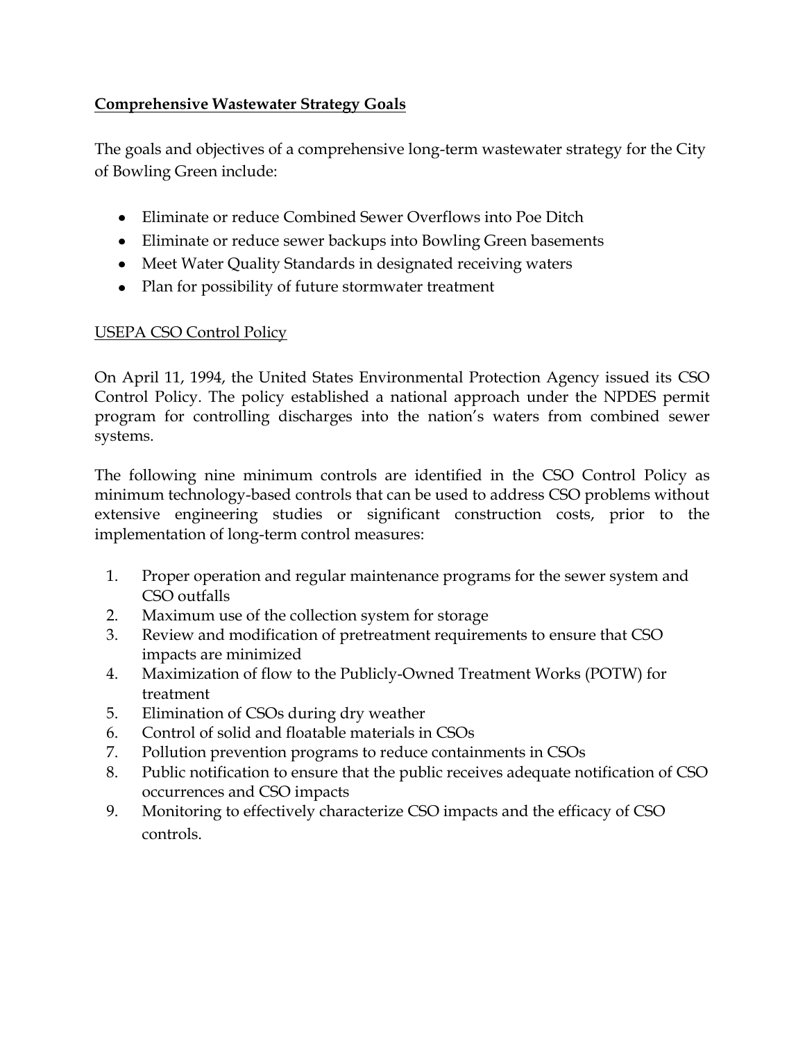## **Comprehensive Wastewater Strategy Goals**

The goals and objectives of a comprehensive long-term wastewater strategy for the City of Bowling Green include:

- Eliminate or reduce Combined Sewer Overflows into Poe Ditch
- Eliminate or reduce sewer backups into Bowling Green basements
- Meet Water Quality Standards in designated receiving waters
- Plan for possibility of future stormwater treatment

### USEPA CSO Control Policy

On April 11, 1994, the United States Environmental Protection Agency issued its CSO Control Policy. The policy established a national approach under the NPDES permit program for controlling discharges into the nation's waters from combined sewer systems.

The following nine minimum controls are identified in the CSO Control Policy as minimum technology-based controls that can be used to address CSO problems without extensive engineering studies or significant construction costs, prior to the implementation of long-term control measures:

1. Proper operation and regular maintenance programs for the sewer system and CSO outfalls
2. Maximum use of the collection system for storage
3. Review and modification of pretreatment requirements to ensure that CSO impacts are minimized
4. Maximization of flow to the Publicly-Owned Treatment Works (POTW) for treatment
5. Elimination of CSOs during dry weather
6. Control of solid and floatable materials in CSOs
7. Pollution prevention programs to reduce containments in CSOs
8. Public notification to ensure that the public receives adequate notification of CSO occurrences and CSO impacts
9. Monitoring to effectively characterize CSO impacts and the efficacy of CSO controls.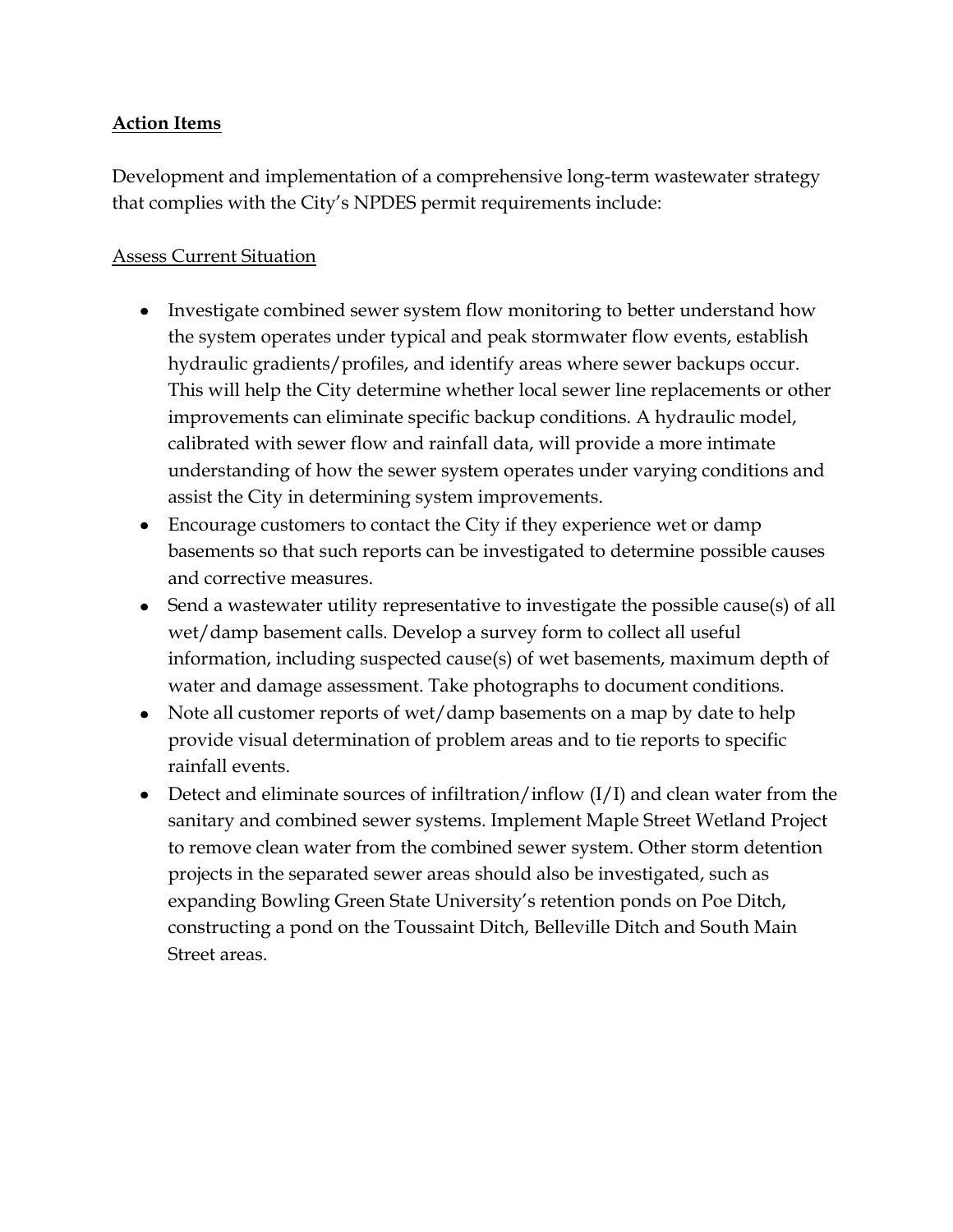**Action Items**

Development and implementation of a comprehensive long-term wastewater strategy that complies with the City's NPDES permit requirements include:

Assess Current Situation

- Investigate combined sewer system flow monitoring to better understand how the system operates under typical and peak stormwater flow events, establish hydraulic gradients/profiles, and identify areas where sewer backups occur. This will help the City determine whether local sewer line replacements or other improvements can eliminate specific backup conditions. A hydraulic model, calibrated with sewer flow and rainfall data, will provide a more intimate understanding of how the sewer system operates under varying conditions and assist the City in determining system improvements.
- Encourage customers to contact the City if they experience wet or damp basements so that such reports can be investigated to determine possible causes and corrective measures.
- Send a wastewater utility representative to investigate the possible cause(s) of all wet/damp basement calls. Develop a survey form to collect all useful information, including suspected cause(s) of wet basements, maximum depth of water and damage assessment. Take photographs to document conditions.
- Note all customer reports of wet/damp basements on a map by date to help provide visual determination of problem areas and to tie reports to specific rainfall events.
- Detect and eliminate sources of infiltration/inflow (I/I) and clean water from the sanitary and combined sewer systems. Implement Maple Street Wetland Project to remove clean water from the combined sewer system. Other storm detention projects in the separated sewer areas should also be investigated, such as expanding Bowling Green State University's retention ponds on Poe Ditch, constructing a pond on the Toussaint Ditch, Belleville Ditch and South Main Street areas.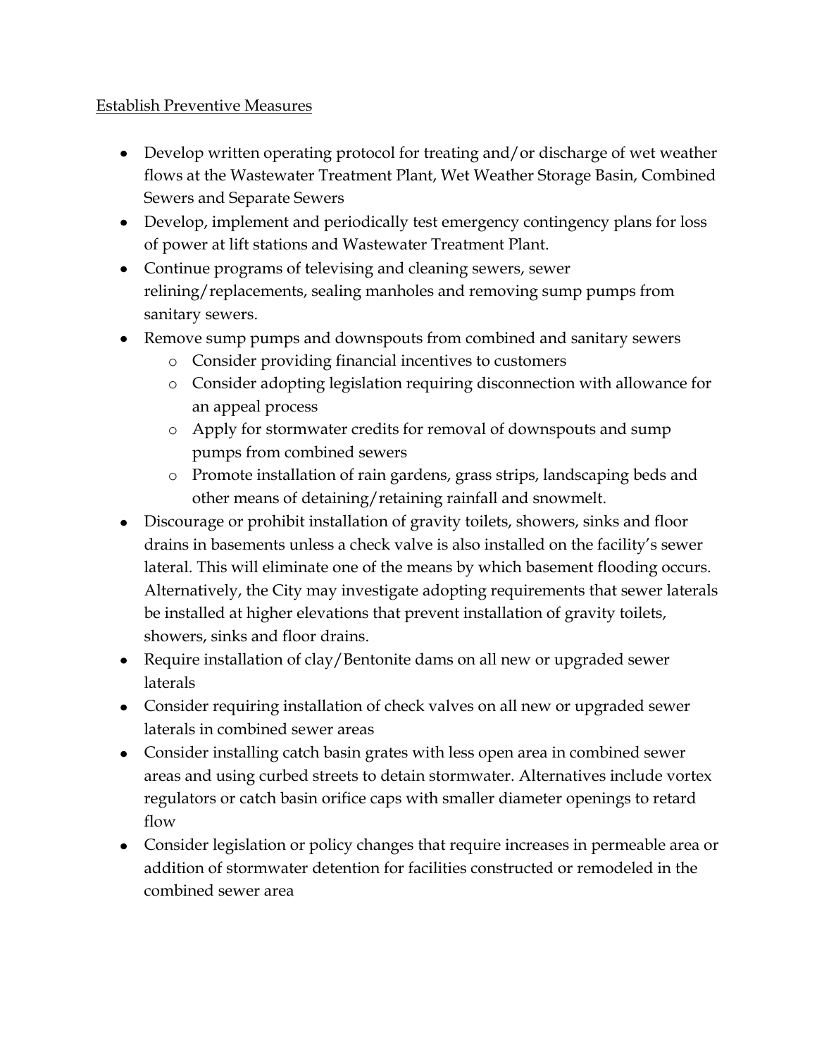Establish Preventive Measures

- Develop written operating protocol for treating and/or discharge of wet weather flows at the Wastewater Treatment Plant, Wet Weather Storage Basin, Combined Sewers and Separate Sewers
- Develop, implement and periodically test emergency contingency plans for loss of power at lift stations and Wastewater Treatment Plant.
- Continue programs of televising and cleaning sewers, sewer relining/replacements, sealing manholes and removing sump pumps from sanitary sewers.
- Remove sump pumps and downspouts from combined and sanitary sewers
  - Consider providing financial incentives to customers
  - Consider adopting legislation requiring disconnection with allowance for an appeal process
  - Apply for stormwater credits for removal of downspouts and sump pumps from combined sewers
  - Promote installation of rain gardens, grass strips, landscaping beds and other means of detaining/retaining rainfall and snowmelt.
- Discourage or prohibit installation of gravity toilets, showers, sinks and floor drains in basements unless a check valve is also installed on the facility's sewer lateral. This will eliminate one of the means by which basement flooding occurs. Alternatively, the City may investigate adopting requirements that sewer laterals be installed at higher elevations that prevent installation of gravity toilets, showers, sinks and floor drains.
- Require installation of clay/Bentonite dams on all new or upgraded sewer laterals
- Consider requiring installation of check valves on all new or upgraded sewer laterals in combined sewer areas
- Consider installing catch basin grates with less open area in combined sewer areas and using curbed streets to detain stormwater. Alternatives include vortex regulators or catch basin orifice caps with smaller diameter openings to retard flow
- Consider legislation or policy changes that require increases in permeable area or addition of stormwater detention for facilities constructed or remodeled in the combined sewer area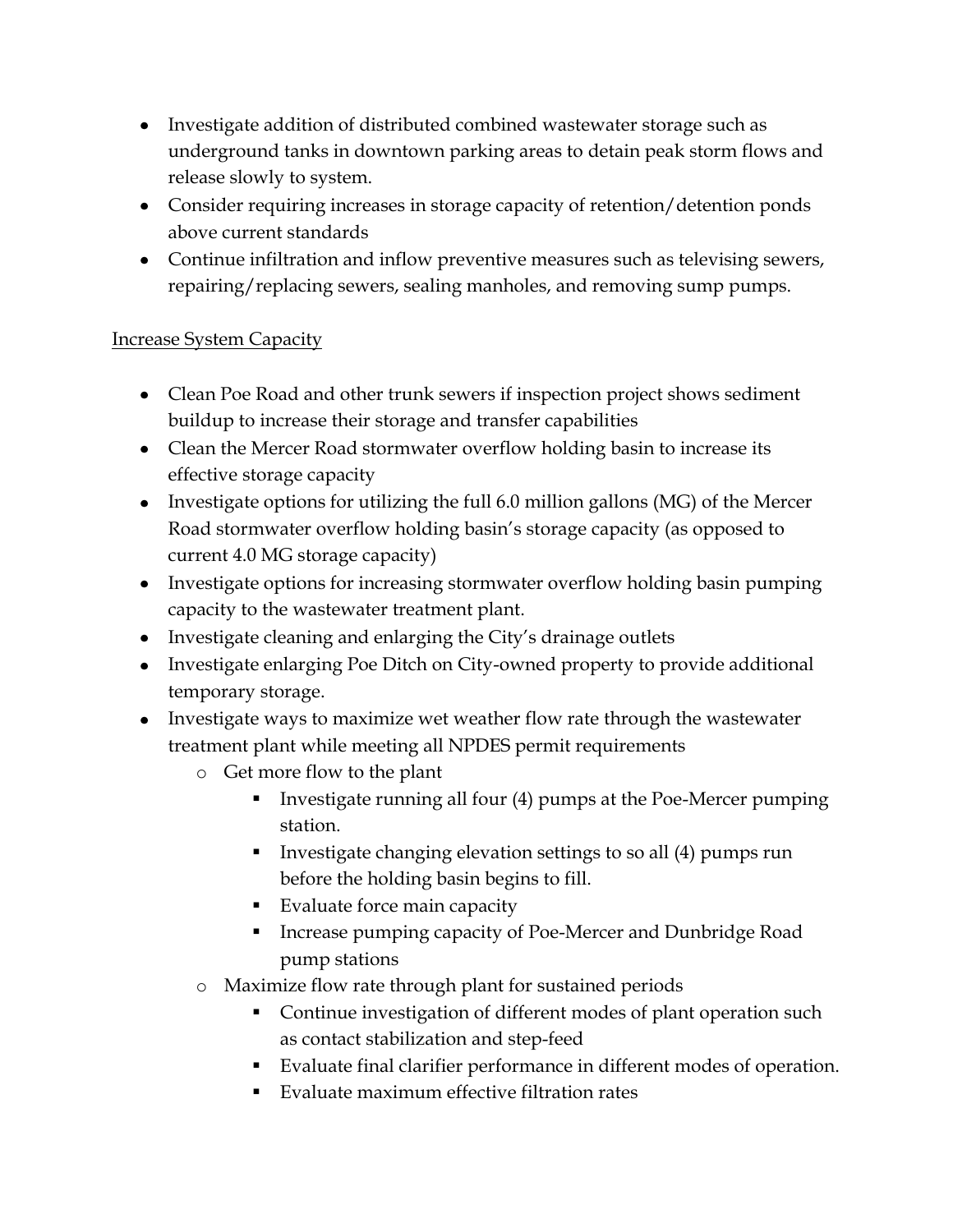- Investigate addition of distributed combined wastewater storage such as underground tanks in downtown parking areas to detain peak storm flows and release slowly to system.
- Consider requiring increases in storage capacity of retention/detention ponds above current standards
- Continue infiltration and inflow preventive measures such as televising sewers, repairing/replacing sewers, sealing manholes, and removing sump pumps.

<u>Increase System Capacity</u>

- Clean Poe Road and other trunk sewers if inspection project shows sediment buildup to increase their storage and transfer capabilities
- Clean the Mercer Road stormwater overflow holding basin to increase its effective storage capacity
- Investigate options for utilizing the full 6.0 million gallons (MG) of the Mercer Road stormwater overflow holding basin's storage capacity (as opposed to current 4.0 MG storage capacity)
- Investigate options for increasing stormwater overflow holding basin pumping capacity to the wastewater treatment plant.
- Investigate cleaning and enlarging the City's drainage outlets
- Investigate enlarging Poe Ditch on City-owned property to provide additional temporary storage.
- Investigate ways to maximize wet weather flow rate through the wastewater treatment plant while meeting all NPDES permit requirements
  - Get more flow to the plant
    - Investigate running all four (4) pumps at the Poe-Mercer pumping station.
    - Investigate changing elevation settings to so all (4) pumps run before the holding basin begins to fill.
    - Evaluate force main capacity
    - Increase pumping capacity of Poe-Mercer and Dunbridge Road pump stations
  - Maximize flow rate through plant for sustained periods
    - Continue investigation of different modes of plant operation such as contact stabilization and step-feed
    - Evaluate final clarifier performance in different modes of operation.
    - Evaluate maximum effective filtration rates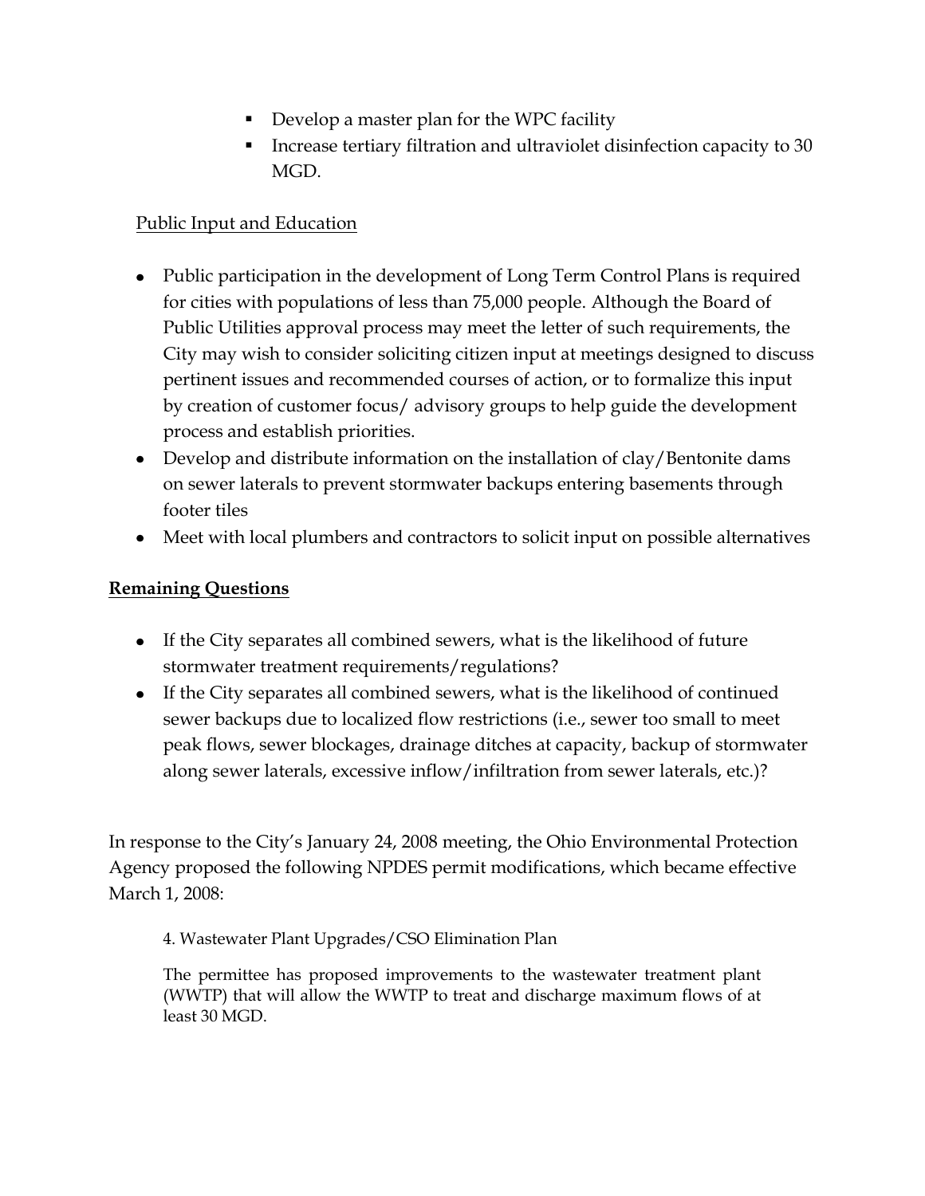- Develop a master plan for the WPC facility
- Increase tertiary filtration and ultraviolet disinfection capacity to 30 MGD.

<u>Public Input and Education</u>

- Public participation in the development of Long Term Control Plans is required for cities with populations of less than 75,000 people. Although the Board of Public Utilities approval process may meet the letter of such requirements, the City may wish to consider soliciting citizen input at meetings designed to discuss pertinent issues and recommended courses of action, or to formalize this input by creation of customer focus/ advisory groups to help guide the development process and establish priorities.
- Develop and distribute information on the installation of clay/Bentonite dams on sewer laterals to prevent stormwater backups entering basements through footer tiles
- Meet with local plumbers and contractors to solicit input on possible alternatives

**<u>Remaining Questions</u>**

- If the City separates all combined sewers, what is the likelihood of future stormwater treatment requirements/regulations?
- If the City separates all combined sewers, what is the likelihood of continued sewer backups due to localized flow restrictions (i.e., sewer too small to meet peak flows, sewer blockages, drainage ditches at capacity, backup of stormwater along sewer laterals, excessive inflow/infiltration from sewer laterals, etc.)?

In response to the City's January 24, 2008 meeting, the Ohio Environmental Protection Agency proposed the following NPDES permit modifications, which became effective March 1, 2008:

> 4. Wastewater Plant Upgrades/CSO Elimination Plan
>
> The permittee has proposed improvements to the wastewater treatment plant (WWTP) that will allow the WWTP to treat and discharge maximum flows of at least 30 MGD.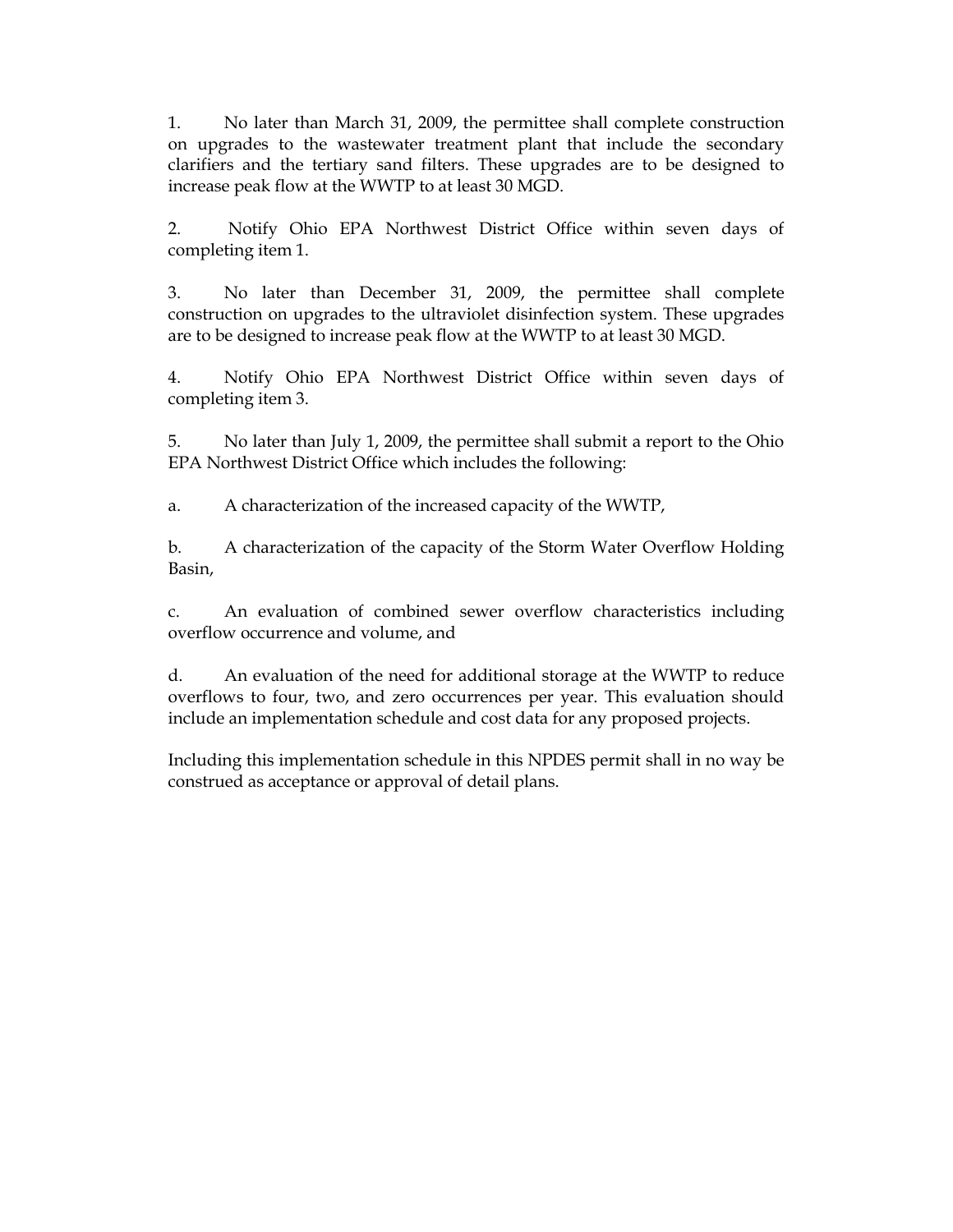1. No later than March 31, 2009, the permittee shall complete construction on upgrades to the wastewater treatment plant that include the secondary clarifiers and the tertiary sand filters. These upgrades are to be designed to increase peak flow at the WWTP to at least 30 MGD.

2. Notify Ohio EPA Northwest District Office within seven days of completing item 1.

3. No later than December 31, 2009, the permittee shall complete construction on upgrades to the ultraviolet disinfection system. These upgrades are to be designed to increase peak flow at the WWTP to at least 30 MGD.

4. Notify Ohio EPA Northwest District Office within seven days of completing item 3.

5. No later than July 1, 2009, the permittee shall submit a report to the Ohio EPA Northwest District Office which includes the following:

a. A characterization of the increased capacity of the WWTP,

b. A characterization of the capacity of the Storm Water Overflow Holding Basin,

c. An evaluation of combined sewer overflow characteristics including overflow occurrence and volume, and

d. An evaluation of the need for additional storage at the WWTP to reduce overflows to four, two, and zero occurrences per year. This evaluation should include an implementation schedule and cost data for any proposed projects.

Including this implementation schedule in this NPDES permit shall in no way be construed as acceptance or approval of detail plans.